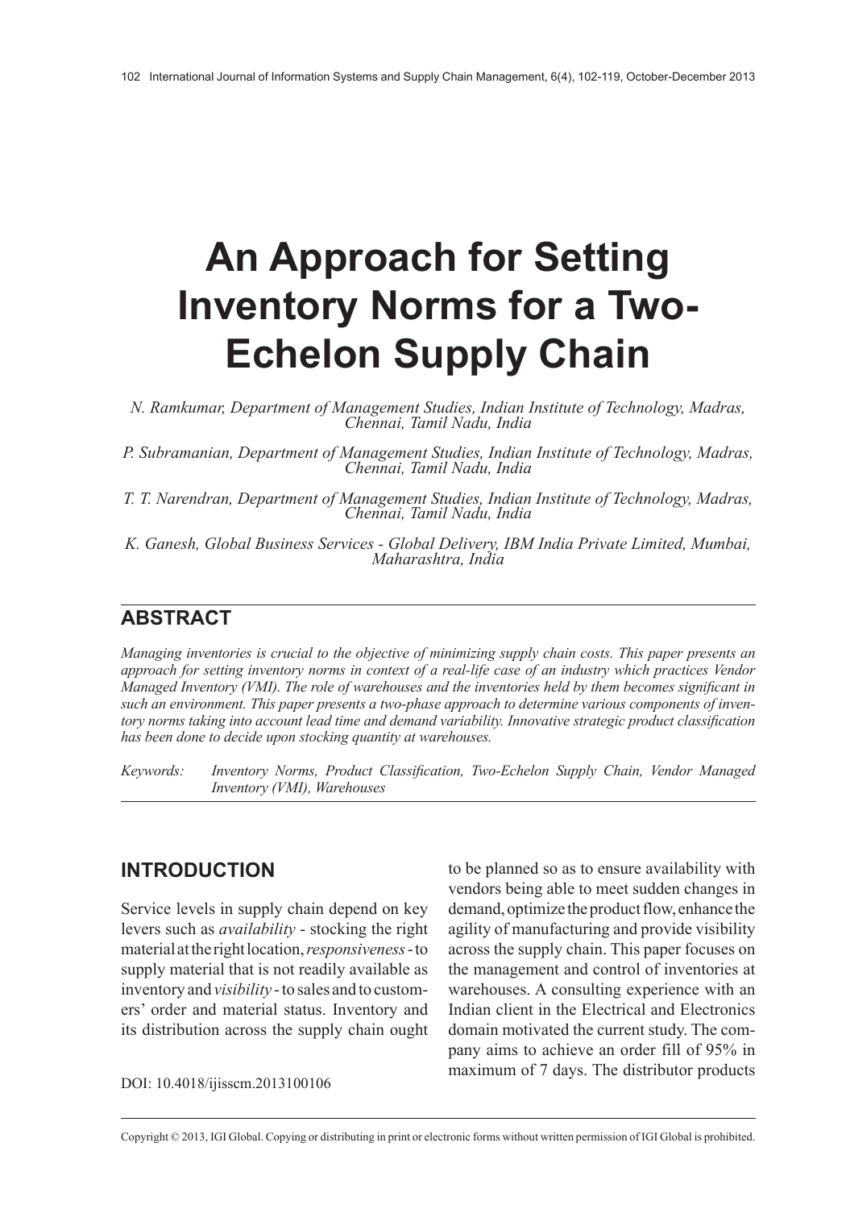# An Approach for Setting Inventory Norms for a Two-Echelon Supply Chain

*N. Ramkumar, Department of Management Studies, Indian Institute of Technology, Madras, Chennai, Tamil Nadu, India*

*P. Subramanian, Department of Management Studies, Indian Institute of Technology, Madras, Chennai, Tamil Nadu, India*

*T. T. Narendran, Department of Management Studies, Indian Institute of Technology, Madras, Chennai, Tamil Nadu, India*

*K. Ganesh, Global Business Services - Global Delivery, IBM India Private Limited, Mumbai, Maharashtra, India*

## ABSTRACT

*Managing inventories is crucial to the objective of minimizing supply chain costs. This paper presents an approach for setting inventory norms in context of a real-life case of an industry which practices Vendor Managed Inventory (VMI). The role of warehouses and the inventories held by them becomes significant in such an environment. This paper presents a two-phase approach to determine various components of inventory norms taking into account lead time and demand variability. Innovative strategic product classification has been done to decide upon stocking quantity at warehouses.*

*Keywords: Inventory Norms, Product Classification, Two-Echelon Supply Chain, Vendor Managed Inventory (VMI), Warehouses*

## INTRODUCTION

Service levels in supply chain depend on key levers such as *availability* - stocking the right material at the right location, *responsiveness* - to supply material that is not readily available as inventory and *visibility* - to sales and to customers' order and material status. Inventory and its distribution across the supply chain ought to be planned so as to ensure availability with vendors being able to meet sudden changes in demand, optimize the product flow, enhance the agility of manufacturing and provide visibility across the supply chain. This paper focuses on the management and control of inventories at warehouses. A consulting experience with an Indian client in the Electrical and Electronics domain motivated the current study. The company aims to achieve an order fill of 95% in maximum of 7 days. The distributor products

DOI: 10.4018/ijisscm.2013100106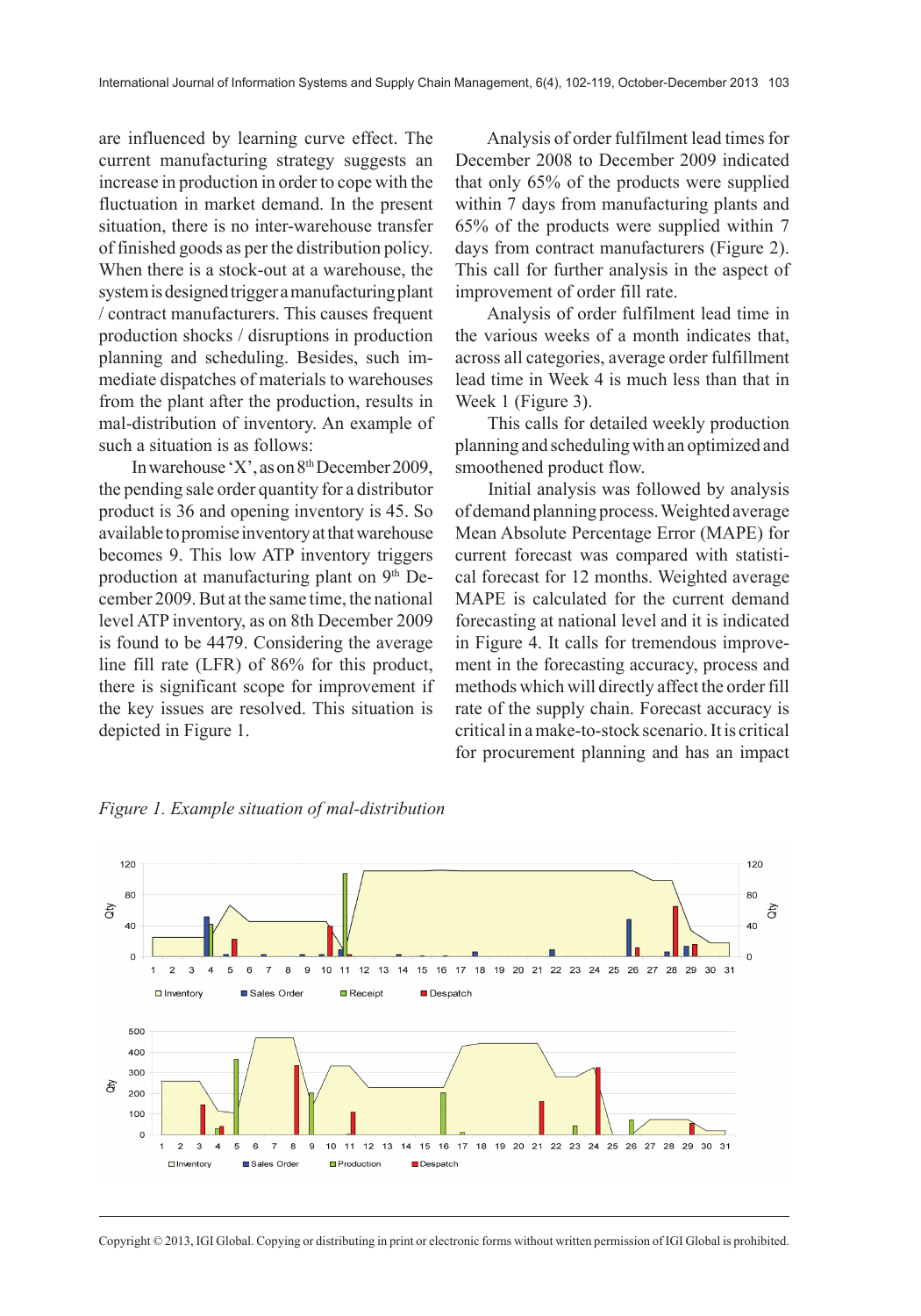are influenced by learning curve effect. The current manufacturing strategy suggests an increase in production in order to cope with the fluctuation in market demand. In the present situation, there is no inter-warehouse transfer of finished goods as per the distribution policy. When there is a stock-out at a warehouse, the system is designed trigger a manufacturing plant / contract manufacturers. This causes frequent production shocks / disruptions in production planning and scheduling. Besides, such immediate dispatches of materials to warehouses from the plant after the production, results in mal-distribution of inventory. An example of such a situation is as follows:

In warehouse 'X', as on 8[th] December 2009, the pending sale order quantity for a distributor product is 36 and opening inventory is 45. So available to promise inventory at that warehouse becomes 9. This low ATP inventory triggers production at manufacturing plant on 9[th] December 2009. But at the same time, the national level ATP inventory, as on 8th December 2009 is found to be 4479. Considering the average line fill rate (LFR) of 86% for this product, there is significant scope for improvement if the key issues are resolved. This situation is depicted in Figure 1.

Analysis of order fulfilment lead times for December 2008 to December 2009 indicated that only 65% of the products were supplied within 7 days from manufacturing plants and 65% of the products were supplied within 7 days from contract manufacturers (Figure 2). This call for further analysis in the aspect of improvement of order fill rate.

Analysis of order fulfilment lead time in the various weeks of a month indicates that, across all categories, average order fulfillment lead time in Week 4 is much less than that in Week 1 (Figure 3).

This calls for detailed weekly production planning and scheduling with an optimized and smoothened product flow.

Initial analysis was followed by analysis of demand planning process. Weighted average Mean Absolute Percentage Error (MAPE) for current forecast was compared with statistical forecast for 12 months. Weighted average MAPE is calculated for the current demand forecasting at national level and it is indicated in Figure 4. It calls for tremendous improvement in the forecasting accuracy, process and methods which will directly affect the order fill rate of the supply chain. Forecast accuracy is critical in a make-to-stock scenario. It is critical for procurement planning and has an impact

*Figure 1. Example situation of mal-distribution*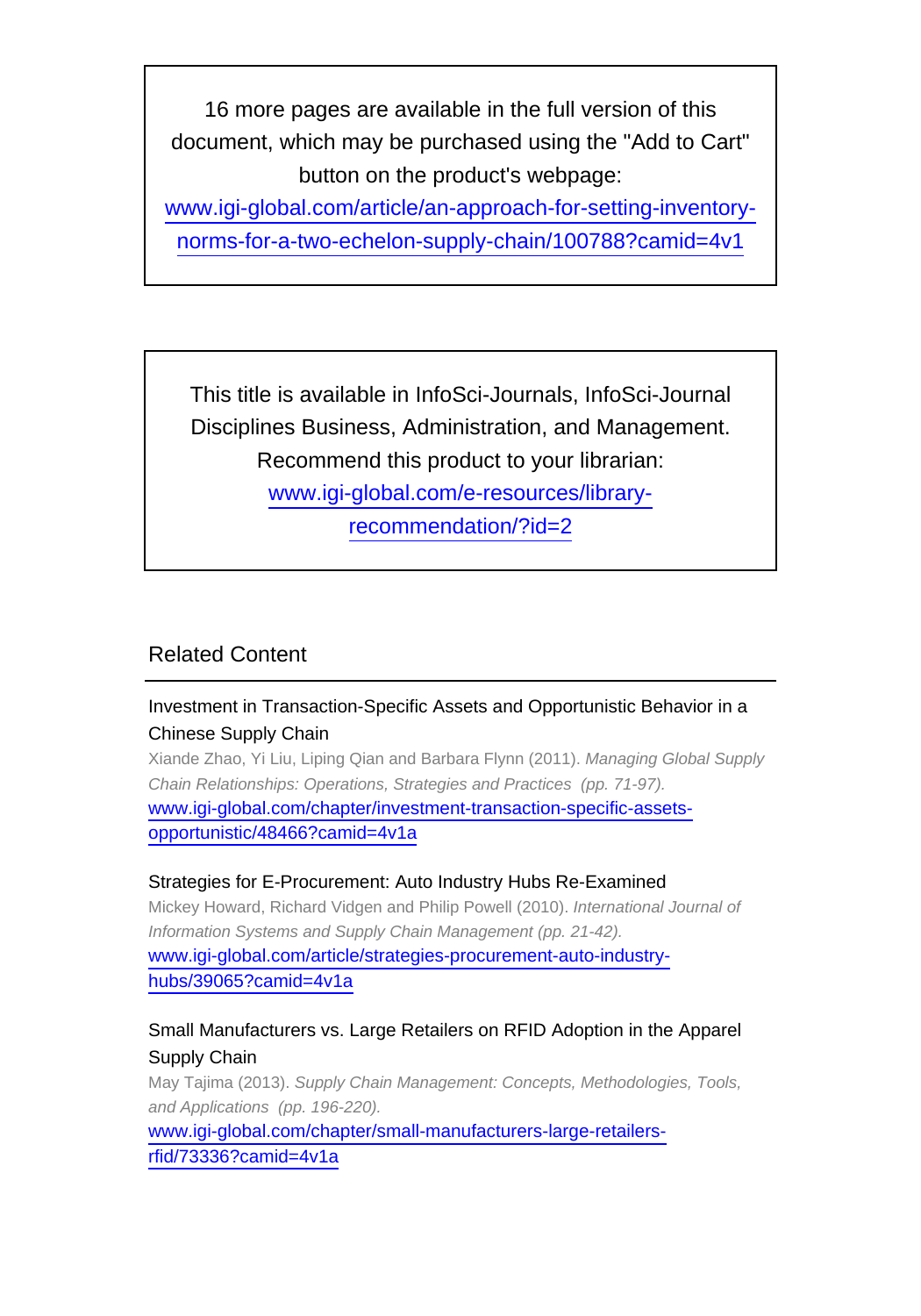16 more pages are available in the full version of this document, which may be purchased using the "Add to Cart" button on the product's webpage:
www.igi-global.com/article/an-approach-for-setting-inventory-norms-for-a-two-echelon-supply-chain/100788?camid=4v1

This title is available in InfoSci-Journals, InfoSci-Journal Disciplines Business, Administration, and Management. Recommend this product to your librarian:
www.igi-global.com/e-resources/library-recommendation/?id=2

## Related Content

Investment in Transaction-Specific Assets and Opportunistic Behavior in a Chinese Supply Chain
Xiande Zhao, Yi Liu, Liping Qian and Barbara Flynn (2011). *Managing Global Supply Chain Relationships: Operations, Strategies and Practices (pp. 71-97).*
www.igi-global.com/chapter/investment-transaction-specific-assets-opportunistic/48466?camid=4v1a

Strategies for E-Procurement: Auto Industry Hubs Re-Examined
Mickey Howard, Richard Vidgen and Philip Powell (2010). *International Journal of Information Systems and Supply Chain Management (pp. 21-42).*
www.igi-global.com/article/strategies-procurement-auto-industry-hubs/39065?camid=4v1a

Small Manufacturers vs. Large Retailers on RFID Adoption in the Apparel Supply Chain
May Tajima (2013). *Supply Chain Management: Concepts, Methodologies, Tools, and Applications (pp. 196-220).*
www.igi-global.com/chapter/small-manufacturers-large-retailers-rfid/73336?camid=4v1a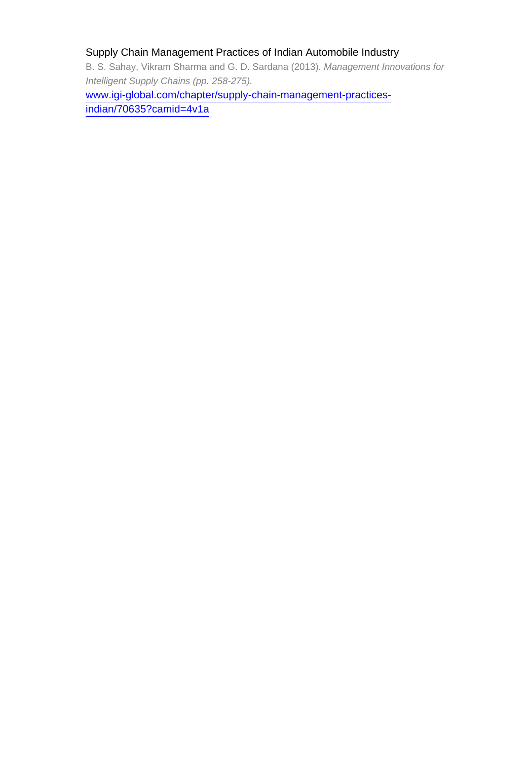Supply Chain Management Practices of Indian Automobile Industry

B. S. Sahay, Vikram Sharma and G. D. Sardana (2013). *Management Innovations for Intelligent Supply Chains (pp. 258-275).*

[www.igi-global.com/chapter/supply-chain-management-practices-indian/70635?camid=4v1a](www.igi-global.com/chapter/supply-chain-management-practices-indian/70635?camid=4v1a)